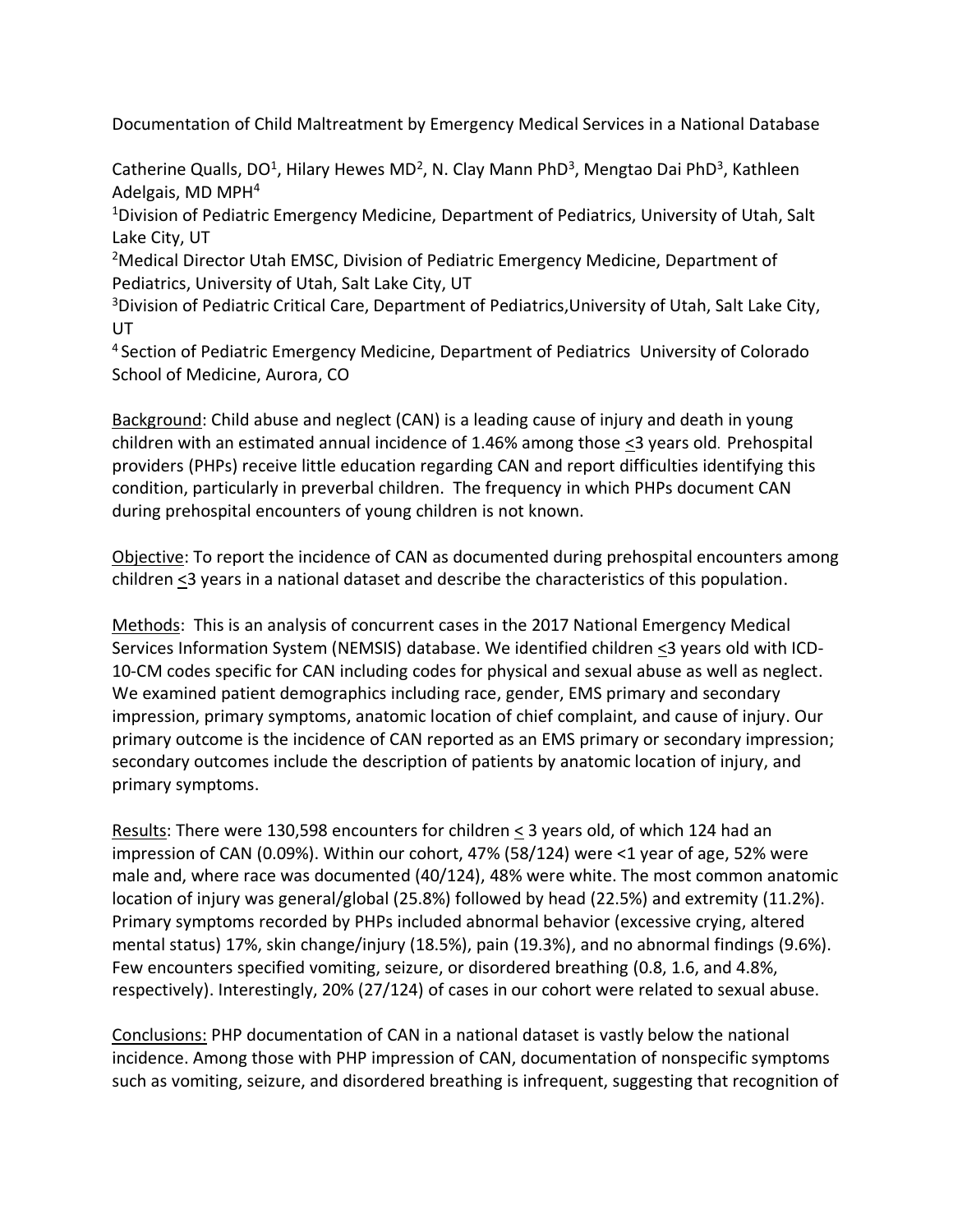# Documentation of Child Maltreatment by Emergency Medical Services in a National Database

Catherine Qualls, DO[1], Hilary Hewes MD[2], N. Clay Mann PhD[3], Mengtao Dai PhD[3], Kathleen Adelgais, MD MPH[4]

[1]Division of Pediatric Emergency Medicine, Department of Pediatrics, University of Utah, Salt Lake City, UT

[2]Medical Director Utah EMSC, Division of Pediatric Emergency Medicine, Department of Pediatrics, University of Utah, Salt Lake City, UT

[3]Division of Pediatric Critical Care, Department of Pediatrics,University of Utah, Salt Lake City, UT

[4] Section of Pediatric Emergency Medicine, Department of Pediatrics University of Colorado School of Medicine, Aurora, CO

Background: Child abuse and neglect (CAN) is a leading cause of injury and death in young children with an estimated annual incidence of 1.46% among those ≤3 years old. Prehospital providers (PHPs) receive little education regarding CAN and report difficulties identifying this condition, particularly in preverbal children. The frequency in which PHPs document CAN during prehospital encounters of young children is not known.

Objective: To report the incidence of CAN as documented during prehospital encounters among children ≤3 years in a national dataset and describe the characteristics of this population.

Methods: This is an analysis of concurrent cases in the 2017 National Emergency Medical Services Information System (NEMSIS) database. We identified children ≤3 years old with ICD-10-CM codes specific for CAN including codes for physical and sexual abuse as well as neglect. We examined patient demographics including race, gender, EMS primary and secondary impression, primary symptoms, anatomic location of chief complaint, and cause of injury. Our primary outcome is the incidence of CAN reported as an EMS primary or secondary impression; secondary outcomes include the description of patients by anatomic location of injury, and primary symptoms.

Results: There were 130,598 encounters for children ≤ 3 years old, of which 124 had an impression of CAN (0.09%). Within our cohort, 47% (58/124) were <1 year of age, 52% were male and, where race was documented (40/124), 48% were white. The most common anatomic location of injury was general/global (25.8%) followed by head (22.5%) and extremity (11.2%). Primary symptoms recorded by PHPs included abnormal behavior (excessive crying, altered mental status) 17%, skin change/injury (18.5%), pain (19.3%), and no abnormal findings (9.6%). Few encounters specified vomiting, seizure, or disordered breathing (0.8, 1.6, and 4.8%, respectively). Interestingly, 20% (27/124) of cases in our cohort were related to sexual abuse.

Conclusions: PHP documentation of CAN in a national dataset is vastly below the national incidence. Among those with PHP impression of CAN, documentation of nonspecific symptoms such as vomiting, seizure, and disordered breathing is infrequent, suggesting that recognition of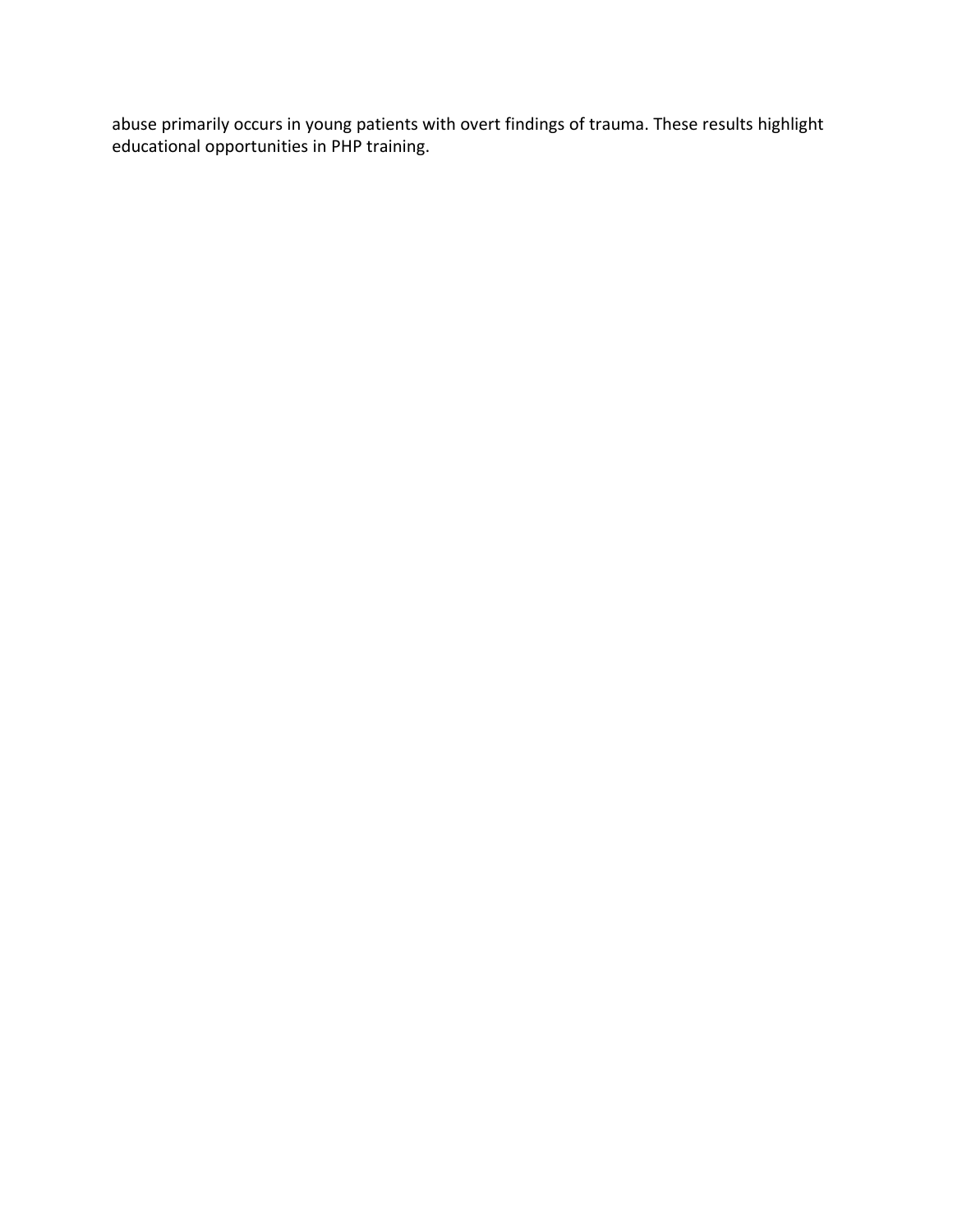abuse primarily occurs in young patients with overt findings of trauma. These results highlight educational opportunities in PHP training.